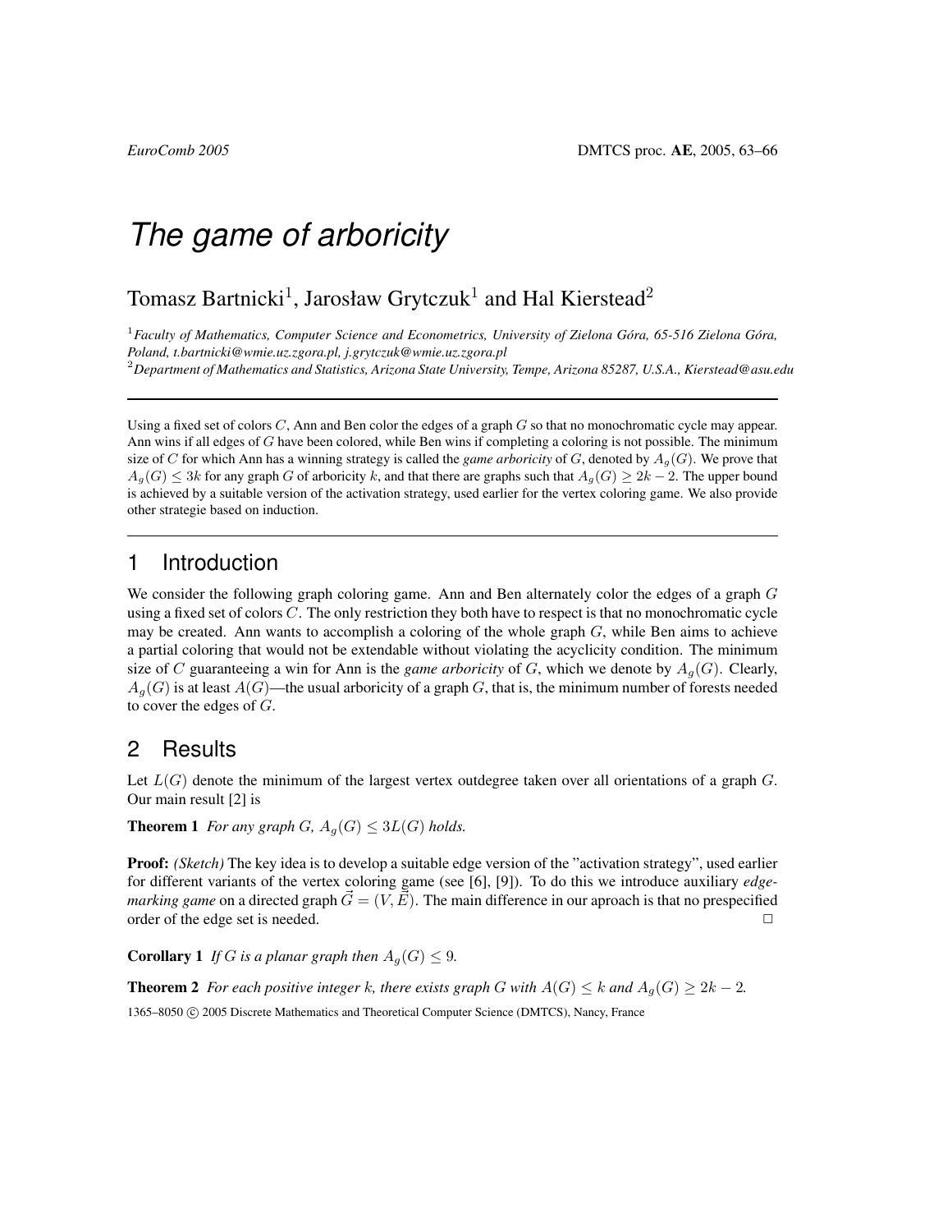# The game of arboricity

Tomasz Bartnicki[1], Jarosław Grytczuk[1] and Hal Kierstead[2]

[1] *Faculty of Mathematics, Computer Science and Econometrics, University of Zielona Góra, 65-516 Zielona Góra, Poland, t.bartnicki@wmie.uz.zgora.pl, j.grytczuk@wmie.uz.zgora.pl*
[2] *Department of Mathematics and Statistics, Arizona State University, Tempe, Arizona 85287, U.S.A., Kierstead@asu.edu*

---

Using a fixed set of colors $C$, Ann and Ben color the edges of a graph $G$ so that no monochromatic cycle may appear. Ann wins if all edges of $G$ have been colored, while Ben wins if completing a coloring is not possible. The minimum size of $C$ for which Ann has a winning strategy is called the *game arboricity* of $G$, denoted by $A_g(G)$. We prove that $A_g(G) \leq 3k$ for any graph $G$ of arboricity $k$, and that there are graphs such that $A_g(G) \geq 2k - 2$. The upper bound is achieved by a suitable version of the activation strategy, used earlier for the vertex coloring game. We also provide other strategie based on induction.

---

## 1 Introduction

We consider the following graph coloring game. Ann and Ben alternately color the edges of a graph $G$ using a fixed set of colors $C$. The only restriction they both have to respect is that no monochromatic cycle may be created. Ann wants to accomplish a coloring of the whole graph $G$, while Ben aims to achieve a partial coloring that would not be extendable without violating the acyclicity condition. The minimum size of $C$ guaranteeing a win for Ann is the *game arboricity* of $G$, which we denote by $A_g(G)$. Clearly, $A_g(G)$ is at least $A(G)$—the usual arboricity of a graph $G$, that is, the minimum number of forests needed to cover the edges of $G$.

## 2 Results

Let $L(G)$ denote the minimum of the largest vertex outdegree taken over all orientations of a graph $G$. Our main result [2] is

**Theorem 1** *For any graph $G$, $A_g(G) \leq 3L(G)$ holds.*

**Proof:** *(Sketch)* The key idea is to develop a suitable edge version of the "activation strategy", used earlier for different variants of the vertex coloring game (see [6], [9]). To do this we introduce auxiliary *edge-marking game* on a directed graph $\vec{G} = (V, \vec{E})$. The main difference in our aproach is that no prespecified order of the edge set is needed. □

**Corollary 1** *If $G$ is a planar graph then $A_g(G) \leq 9$.*

**Theorem 2** *For each positive integer $k$, there exists graph $G$ with $A(G) \leq k$ and $A_g(G) \geq 2k - 2$.*

1365–8050 © 2005 Discrete Mathematics and Theoretical Computer Science (DMTCS), Nancy, France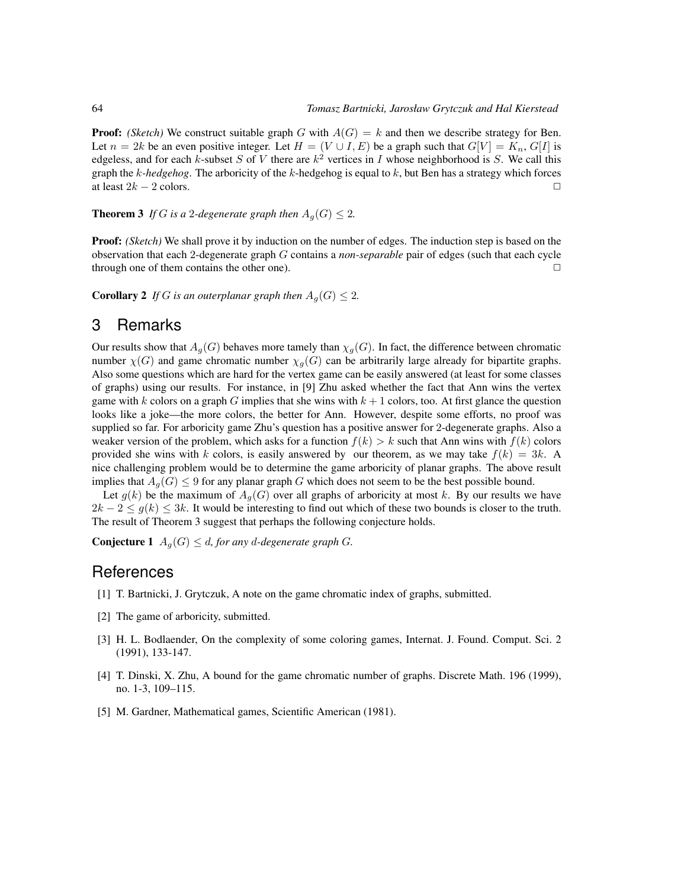**Proof:** *(Sketch)* We construct suitable graph $G$ with $A(G) = k$ and then we describe strategy for Ben. Let $n = 2k$ be an even positive integer. Let $H = (V \cup I, E)$ be a graph such that $G[V] = K_n$, $G[I]$ is edgeless, and for each $k$-subset $S$ of $V$ there are $k^2$ vertices in $I$ whose neighborhood is $S$. We call this graph the $k$-*hedgehog*. The arboricity of the $k$-hedgehog is equal to $k$, but Ben has a strategy which forces at least $2k - 2$ colors. □

**Theorem 3** *If $G$ is a 2-degenerate graph then $A_g(G) \leq 2$.*

**Proof:** *(Sketch)* We shall prove it by induction on the number of edges. The induction step is based on the observation that each 2-degenerate graph $G$ contains a *non-separable* pair of edges (such that each cycle through one of them contains the other one). □

**Corollary 2** *If $G$ is an outerplanar graph then $A_g(G) \leq 2$.*

## 3 Remarks

Our results show that $A_g(G)$ behaves more tamely than $\chi_g(G)$. In fact, the difference between chromatic number $\chi(G)$ and game chromatic number $\chi_g(G)$ can be arbitrarily large already for bipartite graphs. Also some questions which are hard for the vertex game can be easily answered (at least for some classes of graphs) using our results. For instance, in [9] Zhu asked whether the fact that Ann wins the vertex game with $k$ colors on a graph $G$ implies that she wins with $k+1$ colors, too. At first glance the question looks like a joke—the more colors, the better for Ann. However, despite some efforts, no proof was supplied so far. For arboricity game Zhu's question has a positive answer for 2-degenerate graphs. Also a weaker version of the problem, which asks for a function $f(k) > k$ such that Ann wins with $f(k)$ colors provided she wins with $k$ colors, is easily answered by our theorem, as we may take $f(k) = 3k$. A nice challenging problem would be to determine the game arboricity of planar graphs. The above result implies that $A_g(G) \leq 9$ for any planar graph $G$ which does not seem to be the best possible bound.

Let $g(k)$ be the maximum of $A_g(G)$ over all graphs of arboricity at most $k$. By our results we have $2k - 2 \leq g(k) \leq 3k$. It would be interesting to find out which of these two bounds is closer to the truth. The result of Theorem 3 suggest that perhaps the following conjecture holds.

**Conjecture 1** *$A_g(G) \leq d$, for any $d$-degenerate graph $G$.*

## References

[1] T. Bartnicki, J. Grytczuk, A note on the game chromatic index of graphs, submitted.

[2] The game of arboricity, submitted.

[3] H. L. Bodlaender, On the complexity of some coloring games, Internat. J. Found. Comput. Sci. 2 (1991), 133-147.

[4] T. Dinski, X. Zhu, A bound for the game chromatic number of graphs. Discrete Math. 196 (1999), no. 1-3, 109–115.

[5] M. Gardner, Mathematical games, Scientific American (1981).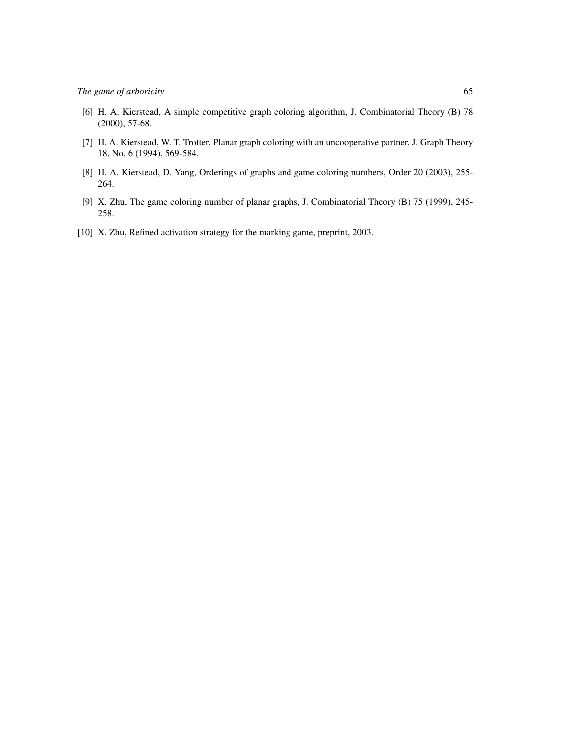[6] H. A. Kierstead, A simple competitive graph coloring algorithm, J. Combinatorial Theory (B) 78 (2000), 57-68.

[7] H. A. Kierstead, W. T. Trotter, Planar graph coloring with an uncooperative partner, J. Graph Theory 18, No. 6 (1994), 569-584.

[8] H. A. Kierstead, D. Yang, Orderings of graphs and game coloring numbers, Order 20 (2003), 255-264.

[9] X. Zhu, The game coloring number of planar graphs, J. Combinatorial Theory (B) 75 (1999), 245-258.

[10] X. Zhu, Refined activation strategy for the marking game, preprint, 2003.